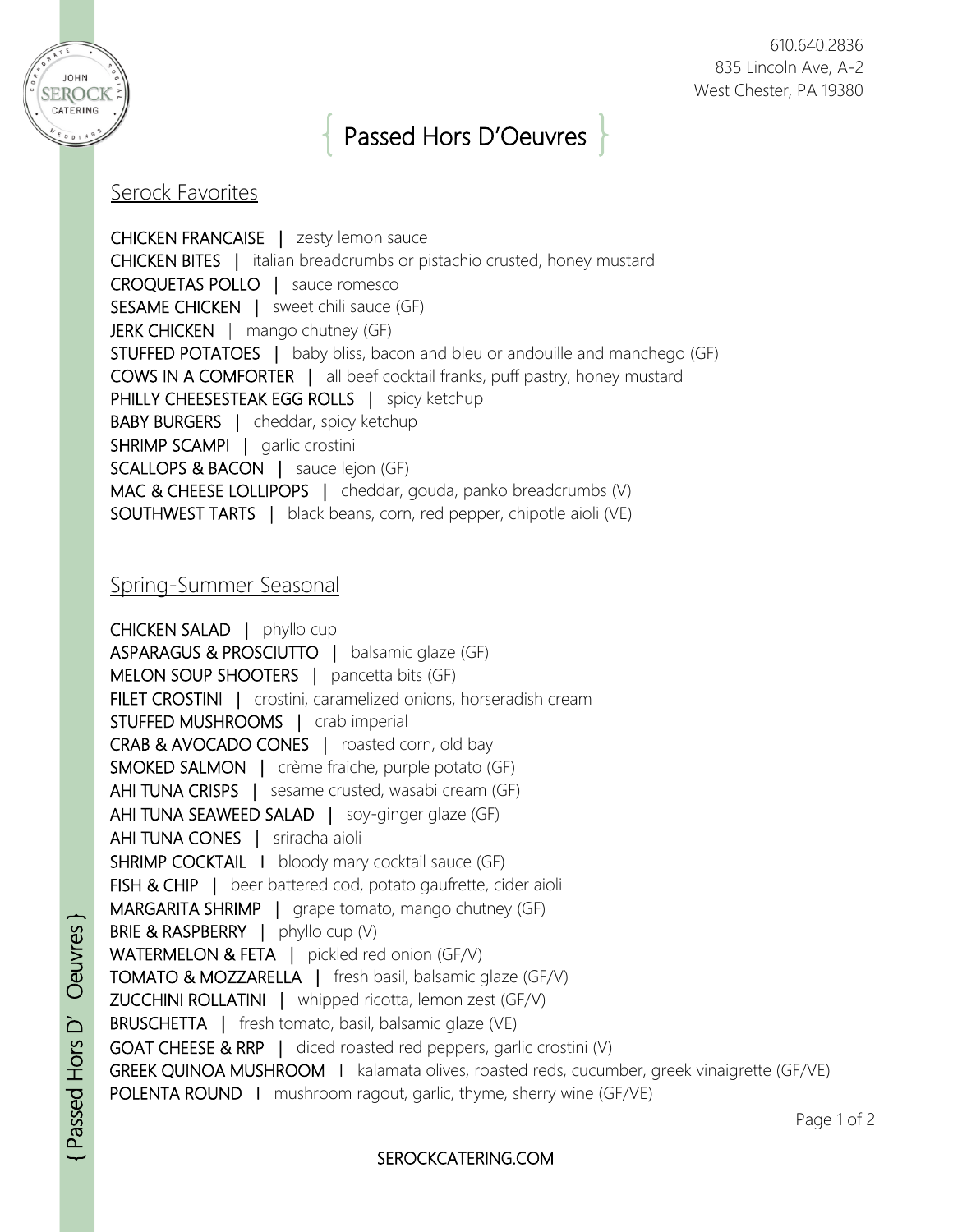610.640.2836
835 Lincoln Ave, A-2
West Chester, PA 19380

# { Passed Hors D'Oeuvres }

## Serock Favorites

**CHICKEN FRANCAISE** | zesty lemon sauce
**CHICKEN BITES** | italian breadcrumbs or pistachio crusted, honey mustard
**CROQUETAS POLLO** | sauce romesco
**SESAME CHICKEN** | sweet chili sauce (GF)
**JERK CHICKEN** | mango chutney (GF)
**STUFFED POTATOES** | baby bliss, bacon and bleu or andouille and manchego (GF)
**COWS IN A COMFORTER** | all beef cocktail franks, puff pastry, honey mustard
**PHILLY CHEESESTEAK EGG ROLLS** | spicy ketchup
**BABY BURGERS** | cheddar, spicy ketchup
**SHRIMP SCAMPI** | garlic crostini
**SCALLOPS & BACON** | sauce lejon (GF)
**MAC & CHEESE LOLLIPOPS** | cheddar, gouda, panko breadcrumbs (V)
**SOUTHWEST TARTS** | black beans, corn, red pepper, chipotle aioli (VE)

## Spring-Summer Seasonal

**CHICKEN SALAD** | phyllo cup
**ASPARAGUS & PROSCIUTTO** | balsamic glaze (GF)
**MELON SOUP SHOOTERS** | pancetta bits (GF)
**FILET CROSTINI** | crostini, caramelized onions, horseradish cream
**STUFFED MUSHROOMS** | crab imperial
**CRAB & AVOCADO CONES** | roasted corn, old bay
**SMOKED SALMON** | crème fraiche, purple potato (GF)
**AHI TUNA CRISPS** | sesame crusted, wasabi cream (GF)
**AHI TUNA SEAWEED SALAD** | soy-ginger glaze (GF)
**AHI TUNA CONES** | sriracha aioli
**SHRIMP COCKTAIL** | bloody mary cocktail sauce (GF)
**FISH & CHIP** | beer battered cod, potato gaufrette, cider aioli
**MARGARITA SHRIMP** | grape tomato, mango chutney (GF)
**BRIE & RASPBERRY** | phyllo cup (V)
**WATERMELON & FETA** | pickled red onion (GF/V)
**TOMATO & MOZZARELLA** | fresh basil, balsamic glaze (GF/V)
**ZUCCHINI ROLLATINI** | whipped ricotta, lemon zest (GF/V)
**BRUSCHETTA** | fresh tomato, basil, balsamic glaze (VE)
**GOAT CHEESE & RRP** | diced roasted red peppers, garlic crostini (V)
**GREEK QUINOA MUSHROOM** | kalamata olives, roasted reds, cucumber, greek vinaigrette (GF/VE)
**POLENTA ROUND** | mushroom ragout, garlic, thyme, sherry wine (GF/VE)

SEROCKCATERING.COM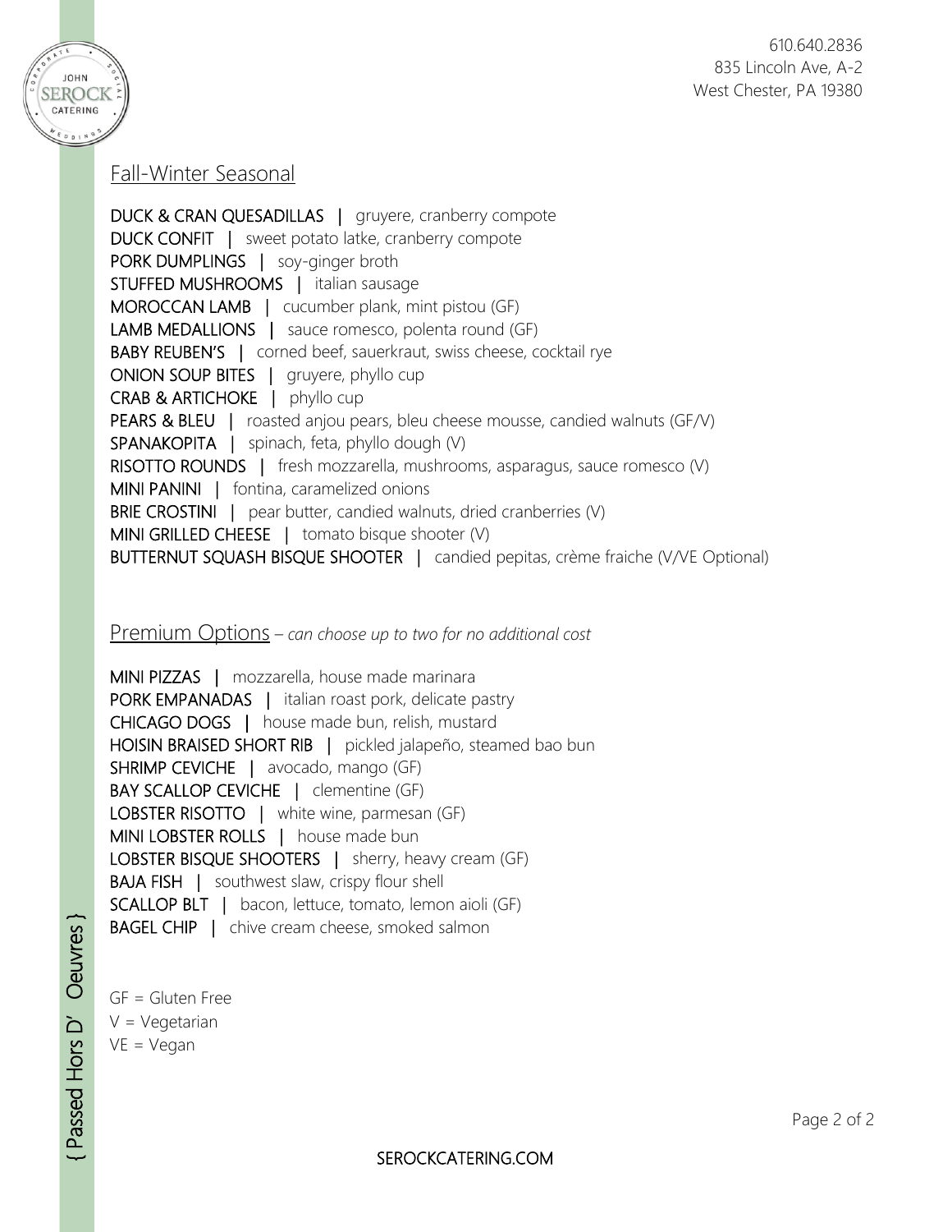610.640.2836
835 Lincoln Ave, A-2
West Chester, PA 19380

## Fall-Winter Seasonal

DUCK & CRAN QUESADILLAS | gruyere, cranberry compote
DUCK CONFIT | sweet potato latke, cranberry compote
PORK DUMPLINGS | soy-ginger broth
STUFFED MUSHROOMS | italian sausage
MOROCCAN LAMB | cucumber plank, mint pistou (GF)
LAMB MEDALLIONS | sauce romesco, polenta round (GF)
BABY REUBEN'S | corned beef, sauerkraut, swiss cheese, cocktail rye
ONION SOUP BITES | gruyere, phyllo cup
CRAB & ARTICHOKE | phyllo cup
PEARS & BLEU | roasted anjou pears, bleu cheese mousse, candied walnuts (GF/V)
SPANAKOPITA | spinach, feta, phyllo dough (V)
RISOTTO ROUNDS | fresh mozzarella, mushrooms, asparagus, sauce romesco (V)
MINI PANINI | fontina, caramelized onions
BRIE CROSTINI | pear butter, candied walnuts, dried cranberries (V)
MINI GRILLED CHEESE | tomato bisque shooter (V)
BUTTERNUT SQUASH BISQUE SHOOTER | candied pepitas, crème fraiche (V/VE Optional)

## Premium Options – *can choose up to two for no additional cost*

MINI PIZZAS | mozzarella, house made marinara
PORK EMPANADAS | italian roast pork, delicate pastry
CHICAGO DOGS | house made bun, relish, mustard
HOISIN BRAISED SHORT RIB | pickled jalapeño, steamed bao bun
SHRIMP CEVICHE | avocado, mango (GF)
BAY SCALLOP CEVICHE | clementine (GF)
LOBSTER RISOTTO | white wine, parmesan (GF)
MINI LOBSTER ROLLS | house made bun
LOBSTER BISQUE SHOOTERS | sherry, heavy cream (GF)
BAJA FISH | southwest slaw, crispy flour shell
SCALLOP BLT | bacon, lettuce, tomato, lemon aioli (GF)
BAGEL CHIP | chive cream cheese, smoked salmon

GF = Gluten Free
V = Vegetarian
VE = Vegan

SEROCKCATERING.COM